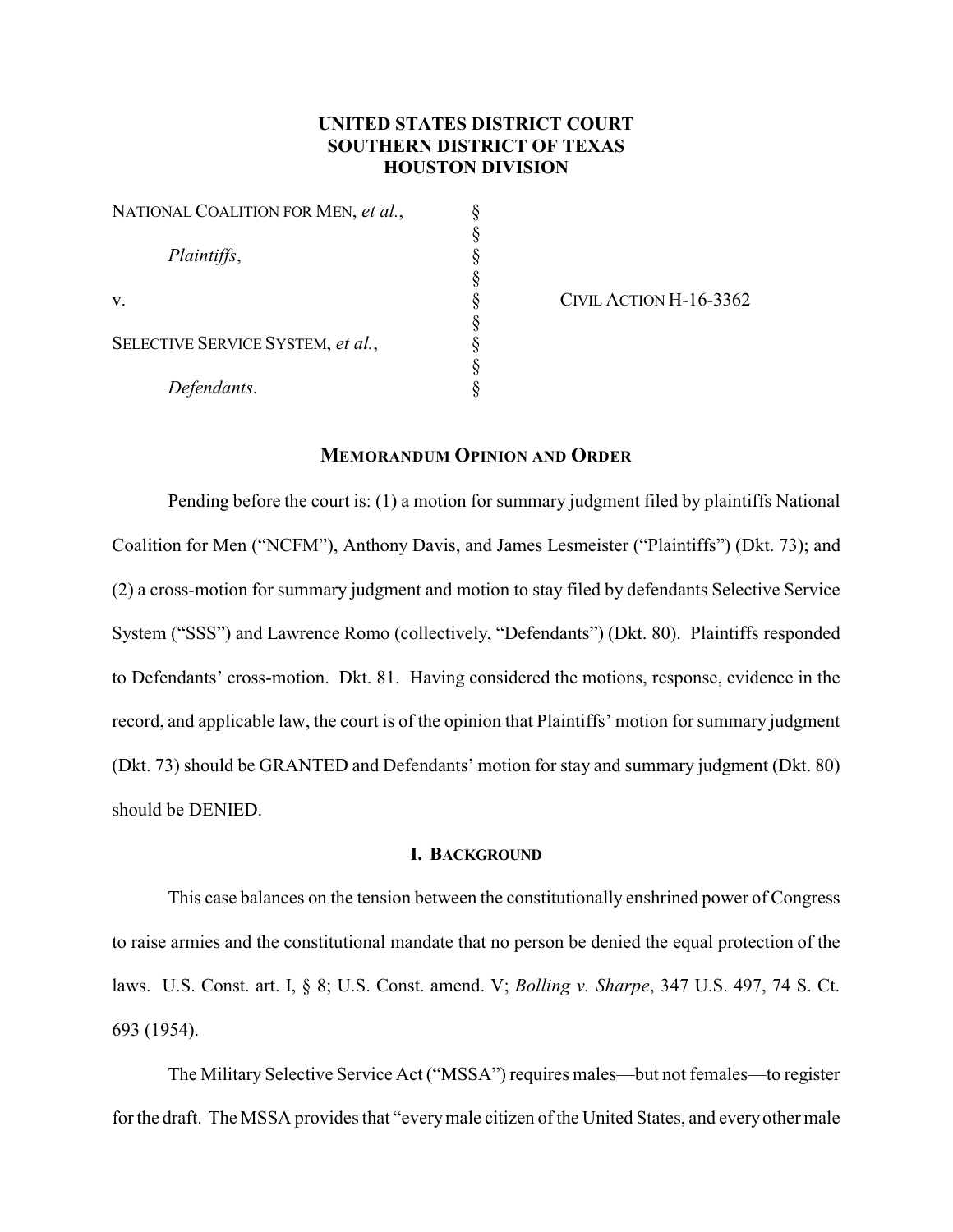**UNITED STATES DISTRICT COURT**
**SOUTHERN DISTRICT OF TEXAS**
**HOUSTON DIVISION**

| | | |
|---|---|---|
| NATIONAL COALITION FOR MEN, *et al.*, | § | |
| | § | |
| *Plaintiffs*, | § | |
| | § | |
| v. | § | CIVIL ACTION H-16-3362 |
| | § | |
| SELECTIVE SERVICE SYSTEM, *et al.*, | § | |
| | § | |
| *Defendants*. | § | |

## MEMORANDUM OPINION AND ORDER

Pending before the court is: (1) a motion for summary judgment filed by plaintiffs National Coalition for Men ("NCFM"), Anthony Davis, and James Lesmeister ("Plaintiffs") (Dkt. 73); and (2) a cross-motion for summary judgment and motion to stay filed by defendants Selective Service System ("SSS") and Lawrence Romo (collectively, "Defendants") (Dkt. 80). Plaintiffs responded to Defendants' cross-motion. Dkt. 81. Having considered the motions, response, evidence in the record, and applicable law, the court is of the opinion that Plaintiffs' motion for summary judgment (Dkt. 73) should be GRANTED and Defendants' motion for stay and summary judgment (Dkt. 80) should be DENIED.

### I. BACKGROUND

This case balances on the tension between the constitutionally enshrined power of Congress to raise armies and the constitutional mandate that no person be denied the equal protection of the laws. U.S. Const. art. I, § 8; U.S. Const. amend. V; *Bolling v. Sharpe*, 347 U.S. 497, 74 S. Ct. 693 (1954).

The Military Selective Service Act ("MSSA") requires males—but not females—to register for the draft. The MSSA provides that "every male citizen of the United States, and every other male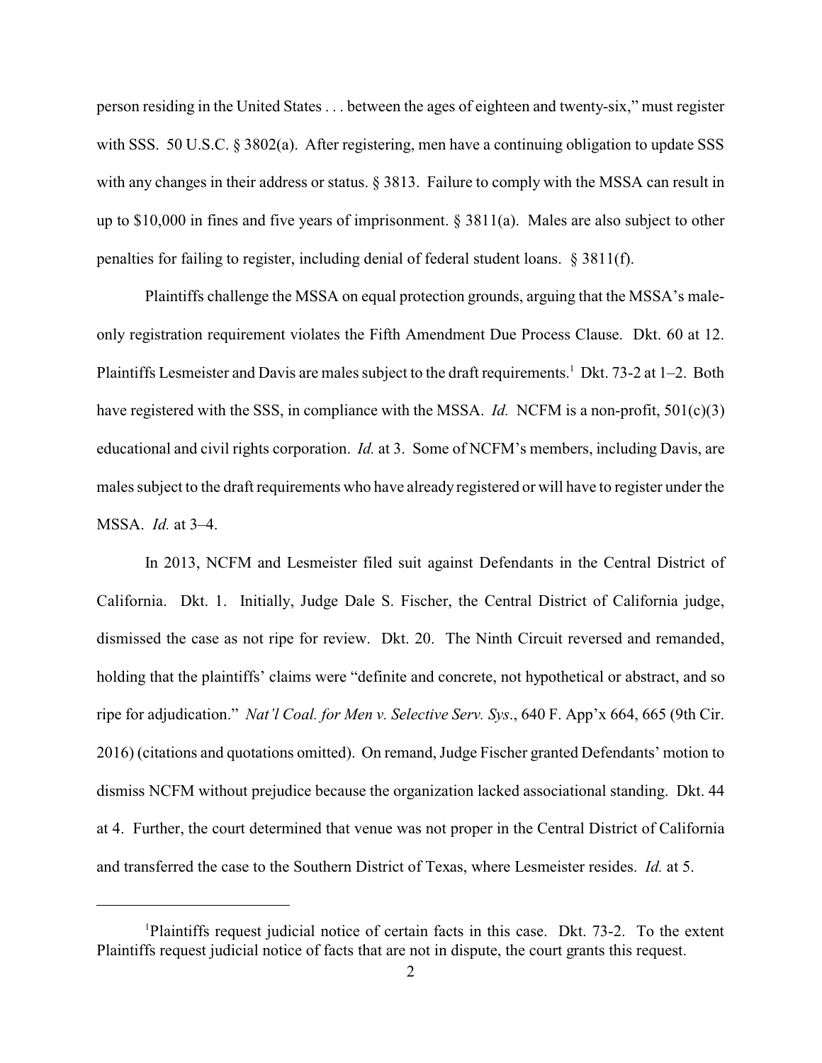person residing in the United States . . . between the ages of eighteen and twenty-six," must register with SSS. 50 U.S.C. § 3802(a). After registering, men have a continuing obligation to update SSS with any changes in their address or status. § 3813. Failure to comply with the MSSA can result in up to $10,000 in fines and five years of imprisonment. § 3811(a). Males are also subject to other penalties for failing to register, including denial of federal student loans. § 3811(f).

Plaintiffs challenge the MSSA on equal protection grounds, arguing that the MSSA's male-only registration requirement violates the Fifth Amendment Due Process Clause. Dkt. 60 at 12. Plaintiffs Lesmeister and Davis are males subject to the draft requirements.[1] Dkt. 73-2 at 1–2. Both have registered with the SSS, in compliance with the MSSA. *Id.* NCFM is a non-profit, 501(c)(3) educational and civil rights corporation. *Id.* at 3. Some of NCFM's members, including Davis, are males subject to the draft requirements who have already registered or will have to register under the MSSA. *Id.* at 3–4.

In 2013, NCFM and Lesmeister filed suit against Defendants in the Central District of California. Dkt. 1. Initially, Judge Dale S. Fischer, the Central District of California judge, dismissed the case as not ripe for review. Dkt. 20. The Ninth Circuit reversed and remanded, holding that the plaintiffs' claims were "definite and concrete, not hypothetical or abstract, and so ripe for adjudication." *Nat'l Coal. for Men v. Selective Serv. Sys*., 640 F. App'x 664, 665 (9th Cir. 2016) (citations and quotations omitted). On remand, Judge Fischer granted Defendants' motion to dismiss NCFM without prejudice because the organization lacked associational standing. Dkt. 44 at 4. Further, the court determined that venue was not proper in the Central District of California and transferred the case to the Southern District of Texas, where Lesmeister resides. *Id.* at 5.

---

[1] Plaintiffs request judicial notice of certain facts in this case. Dkt. 73-2. To the extent Plaintiffs request judicial notice of facts that are not in dispute, the court grants this request.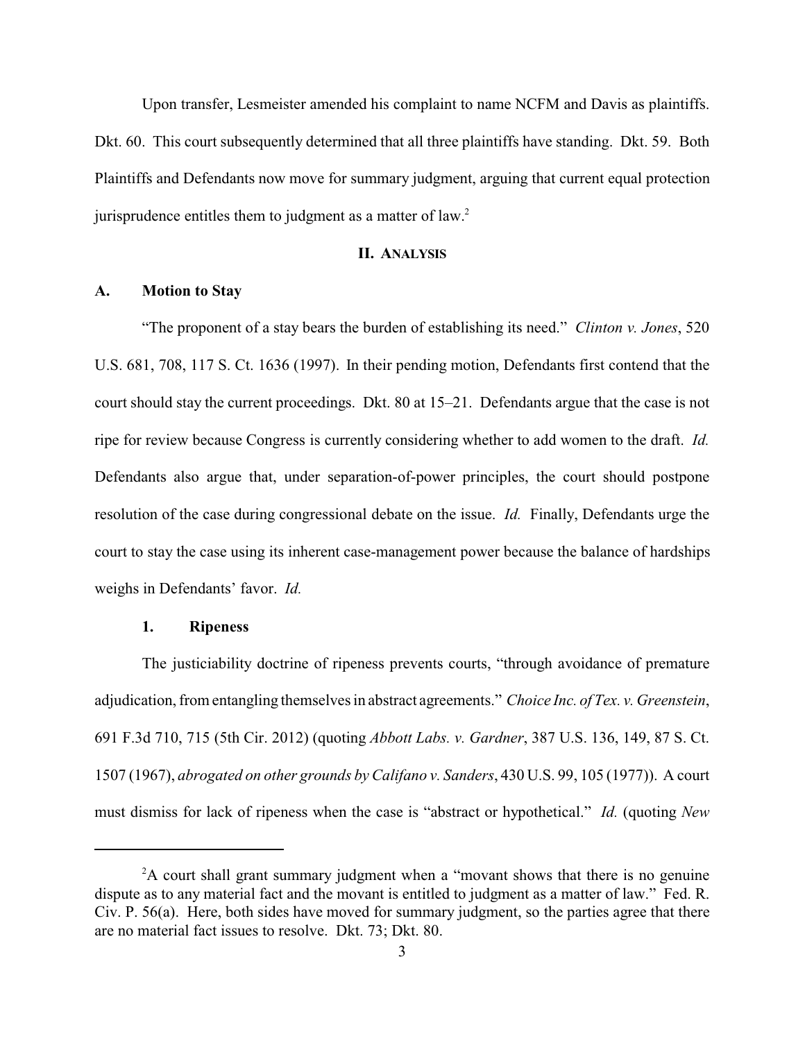Upon transfer, Lesmeister amended his complaint to name NCFM and Davis as plaintiffs. Dkt. 60. This court subsequently determined that all three plaintiffs have standing. Dkt. 59. Both Plaintiffs and Defendants now move for summary judgment, arguing that current equal protection jurisprudence entitles them to judgment as a matter of law.[2]

## II. ANALYSIS

### A. Motion to Stay

"The proponent of a stay bears the burden of establishing its need." *Clinton v. Jones*, 520 U.S. 681, 708, 117 S. Ct. 1636 (1997). In their pending motion, Defendants first contend that the court should stay the current proceedings. Dkt. 80 at 15–21. Defendants argue that the case is not ripe for review because Congress is currently considering whether to add women to the draft. *Id.* Defendants also argue that, under separation-of-power principles, the court should postpone resolution of the case during congressional debate on the issue. *Id.* Finally, Defendants urge the court to stay the case using its inherent case-management power because the balance of hardships weighs in Defendants' favor. *Id.*

#### 1. Ripeness

The justiciability doctrine of ripeness prevents courts, "through avoidance of premature adjudication, from entangling themselves in abstract agreements." *Choice Inc. of Tex. v. Greenstein*, 691 F.3d 710, 715 (5th Cir. 2012) (quoting *Abbott Labs. v. Gardner*, 387 U.S. 136, 149, 87 S. Ct. 1507 (1967), *abrogated on other grounds by Califano v. Sanders*, 430 U.S. 99, 105 (1977)). A court must dismiss for lack of ripeness when the case is "abstract or hypothetical." *Id.* (quoting *New*

---

[2] A court shall grant summary judgment when a "movant shows that there is no genuine dispute as to any material fact and the movant is entitled to judgment as a matter of law." Fed. R. Civ. P. 56(a). Here, both sides have moved for summary judgment, so the parties agree that there are no material fact issues to resolve. Dkt. 73; Dkt. 80.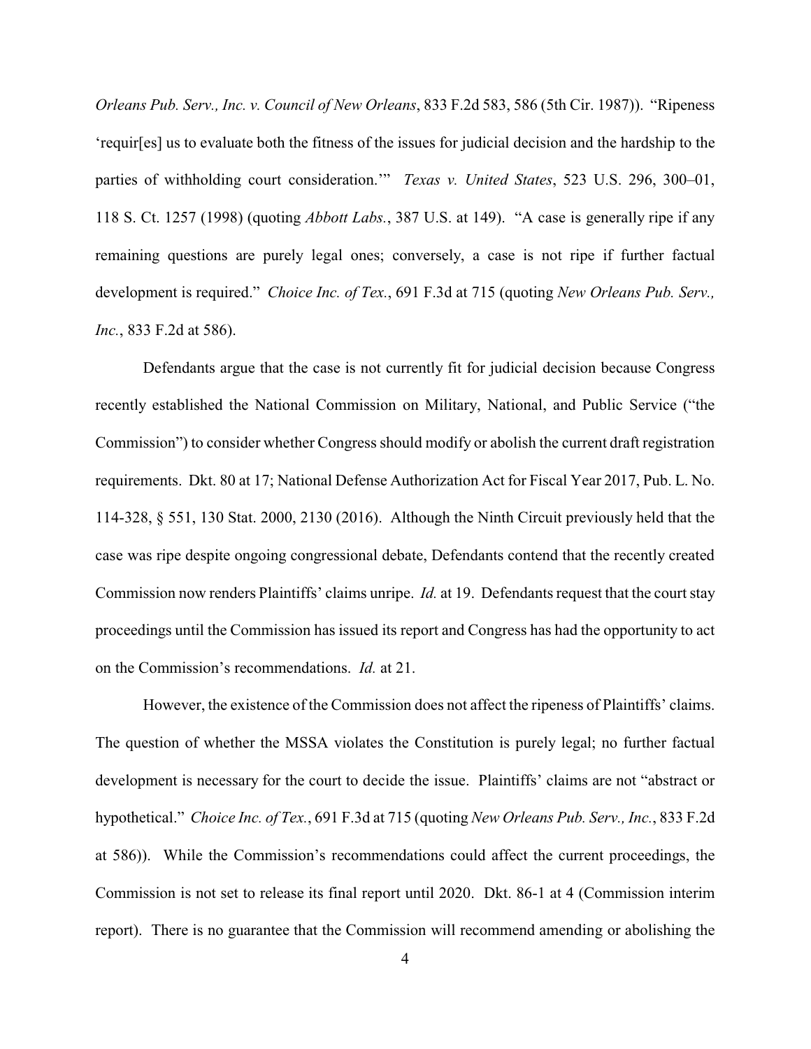*Orleans Pub. Serv., Inc. v. Council of New Orleans*, 833 F.2d 583, 586 (5th Cir. 1987)). "Ripeness 'requir[es] us to evaluate both the fitness of the issues for judicial decision and the hardship to the parties of withholding court consideration.'" *Texas v. United States*, 523 U.S. 296, 300–01, 118 S. Ct. 1257 (1998) (quoting *Abbott Labs.*, 387 U.S. at 149). "A case is generally ripe if any remaining questions are purely legal ones; conversely, a case is not ripe if further factual development is required." *Choice Inc. of Tex.*, 691 F.3d at 715 (quoting *New Orleans Pub. Serv., Inc.*, 833 F.2d at 586).

Defendants argue that the case is not currently fit for judicial decision because Congress recently established the National Commission on Military, National, and Public Service ("the Commission") to consider whether Congress should modify or abolish the current draft registration requirements. Dkt. 80 at 17; National Defense Authorization Act for Fiscal Year 2017, Pub. L. No. 114-328, § 551, 130 Stat. 2000, 2130 (2016). Although the Ninth Circuit previously held that the case was ripe despite ongoing congressional debate, Defendants contend that the recently created Commission now renders Plaintiffs' claims unripe. *Id.* at 19. Defendants request that the court stay proceedings until the Commission has issued its report and Congress has had the opportunity to act on the Commission's recommendations. *Id.* at 21.

However, the existence of the Commission does not affect the ripeness of Plaintiffs' claims. The question of whether the MSSA violates the Constitution is purely legal; no further factual development is necessary for the court to decide the issue. Plaintiffs' claims are not "abstract or hypothetical." *Choice Inc. of Tex.*, 691 F.3d at 715 (quoting *New Orleans Pub. Serv., Inc.*, 833 F.2d at 586)). While the Commission's recommendations could affect the current proceedings, the Commission is not set to release its final report until 2020. Dkt. 86-1 at 4 (Commission interim report). There is no guarantee that the Commission will recommend amending or abolishing the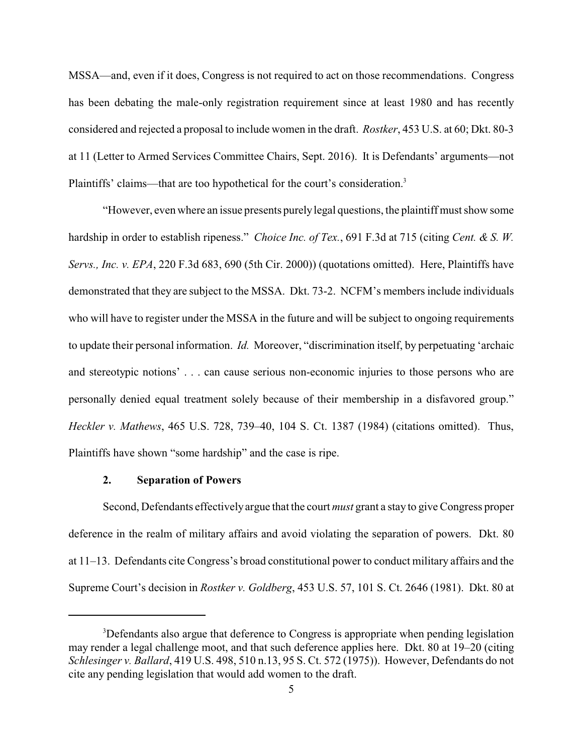MSSA—and, even if it does, Congress is not required to act on those recommendations. Congress has been debating the male-only registration requirement since at least 1980 and has recently considered and rejected a proposal to include women in the draft. *Rostker*, 453 U.S. at 60; Dkt. 80-3 at 11 (Letter to Armed Services Committee Chairs, Sept. 2016). It is Defendants' arguments—not Plaintiffs' claims—that are too hypothetical for the court's consideration.[3]

"However, even where an issue presents purely legal questions, the plaintiff must show some hardship in order to establish ripeness." *Choice Inc. of Tex.*, 691 F.3d at 715 (citing *Cent. & S. W. Servs., Inc. v. EPA*, 220 F.3d 683, 690 (5th Cir. 2000)) (quotations omitted). Here, Plaintiffs have demonstrated that they are subject to the MSSA. Dkt. 73-2. NCFM's members include individuals who will have to register under the MSSA in the future and will be subject to ongoing requirements to update their personal information. *Id.* Moreover, "discrimination itself, by perpetuating 'archaic and stereotypic notions' . . . can cause serious non-economic injuries to those persons who are personally denied equal treatment solely because of their membership in a disfavored group." *Heckler v. Mathews*, 465 U.S. 728, 739–40, 104 S. Ct. 1387 (1984) (citations omitted). Thus, Plaintiffs have shown "some hardship" and the case is ripe.

### 2. Separation of Powers

Second, Defendants effectively argue that the court *must* grant a stay to give Congress proper deference in the realm of military affairs and avoid violating the separation of powers. Dkt. 80 at 11–13. Defendants cite Congress's broad constitutional power to conduct military affairs and the Supreme Court's decision in *Rostker v. Goldberg*, 453 U.S. 57, 101 S. Ct. 2646 (1981). Dkt. 80 at

---

[3] Defendants also argue that deference to Congress is appropriate when pending legislation may render a legal challenge moot, and that such deference applies here. Dkt. 80 at 19–20 (citing *Schlesinger v. Ballard*, 419 U.S. 498, 510 n.13, 95 S. Ct. 572 (1975)). However, Defendants do not cite any pending legislation that would add women to the draft.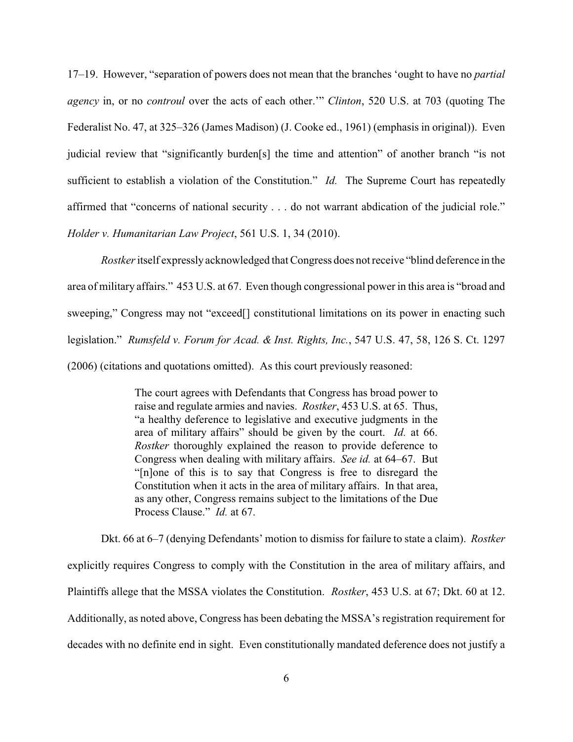17–19. However, "separation of powers does not mean that the branches 'ought to have no *partial agency* in, or no *controul* over the acts of each other.'" *Clinton*, 520 U.S. at 703 (quoting The Federalist No. 47, at 325–326 (James Madison) (J. Cooke ed., 1961) (emphasis in original)). Even judicial review that "significantly burden[s] the time and attention" of another branch "is not sufficient to establish a violation of the Constitution." *Id.* The Supreme Court has repeatedly affirmed that "concerns of national security . . . do not warrant abdication of the judicial role." *Holder v. Humanitarian Law Project*, 561 U.S. 1, 34 (2010).

*Rostker* itself expressly acknowledged that Congress does not receive "blind deference in the area of military affairs." 453 U.S. at 67. Even though congressional power in this area is "broad and sweeping," Congress may not "exceed[] constitutional limitations on its power in enacting such legislation." *Rumsfeld v. Forum for Acad. & Inst. Rights, Inc.*, 547 U.S. 47, 58, 126 S. Ct. 1297 (2006) (citations and quotations omitted). As this court previously reasoned:

> The court agrees with Defendants that Congress has broad power to raise and regulate armies and navies. *Rostker*, 453 U.S. at 65. Thus, "a healthy deference to legislative and executive judgments in the area of military affairs" should be given by the court. *Id.* at 66. *Rostker* thoroughly explained the reason to provide deference to Congress when dealing with military affairs. *See id.* at 64–67. But "[n]one of this is to say that Congress is free to disregard the Constitution when it acts in the area of military affairs. In that area, as any other, Congress remains subject to the limitations of the Due Process Clause." *Id.* at 67.

Dkt. 66 at 6–7 (denying Defendants' motion to dismiss for failure to state a claim). *Rostker* explicitly requires Congress to comply with the Constitution in the area of military affairs, and Plaintiffs allege that the MSSA violates the Constitution. *Rostker*, 453 U.S. at 67; Dkt. 60 at 12. Additionally, as noted above, Congress has been debating the MSSA's registration requirement for decades with no definite end in sight. Even constitutionally mandated deference does not justify a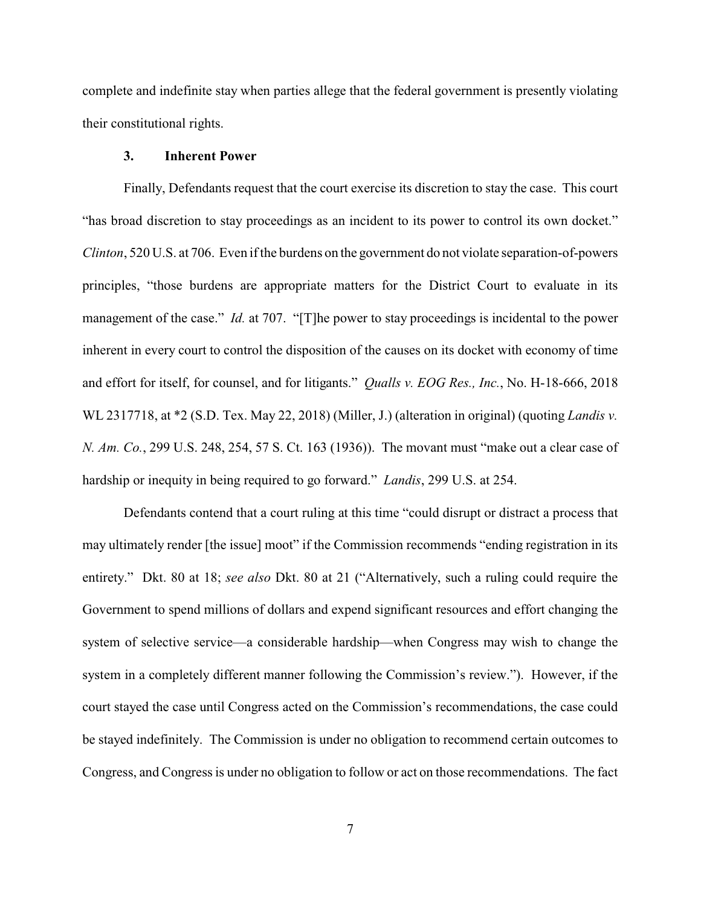complete and indefinite stay when parties allege that the federal government is presently violating their constitutional rights.

### 3. Inherent Power

Finally, Defendants request that the court exercise its discretion to stay the case. This court "has broad discretion to stay proceedings as an incident to its power to control its own docket." *Clinton*, 520 U.S. at 706. Even if the burdens on the government do not violate separation-of-powers principles, "those burdens are appropriate matters for the District Court to evaluate in its management of the case." *Id.* at 707. "[T]he power to stay proceedings is incidental to the power inherent in every court to control the disposition of the causes on its docket with economy of time and effort for itself, for counsel, and for litigants." *Qualls v. EOG Res., Inc.*, No. H-18-666, 2018 WL 2317718, at *2 (S.D. Tex. May 22, 2018) (Miller, J.) (alteration in original) (quoting *Landis v. N. Am. Co.*, 299 U.S. 248, 254, 57 S. Ct. 163 (1936)). The movant must "make out a clear case of hardship or inequity in being required to go forward." *Landis*, 299 U.S. at 254.

Defendants contend that a court ruling at this time "could disrupt or distract a process that may ultimately render [the issue] moot" if the Commission recommends "ending registration in its entirety." Dkt. 80 at 18; *see also* Dkt. 80 at 21 ("Alternatively, such a ruling could require the Government to spend millions of dollars and expend significant resources and effort changing the system of selective service—a considerable hardship—when Congress may wish to change the system in a completely different manner following the Commission's review."). However, if the court stayed the case until Congress acted on the Commission's recommendations, the case could be stayed indefinitely. The Commission is under no obligation to recommend certain outcomes to Congress, and Congress is under no obligation to follow or act on those recommendations. The fact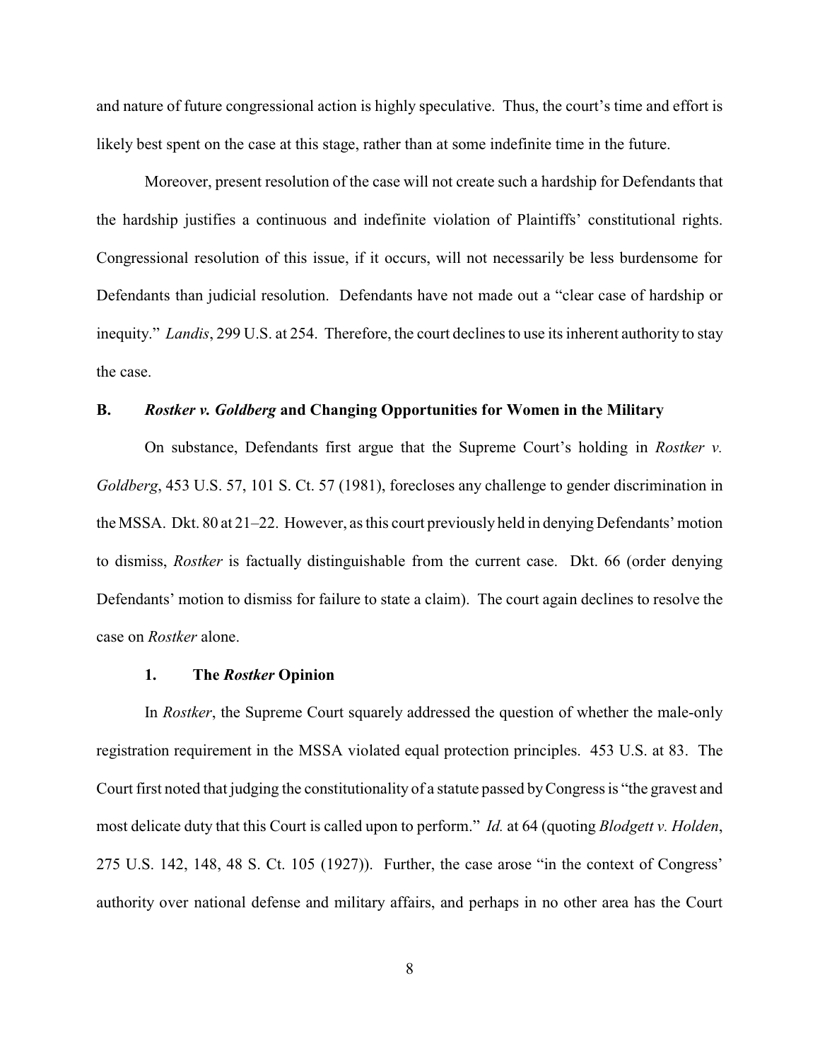and nature of future congressional action is highly speculative. Thus, the court's time and effort is likely best spent on the case at this stage, rather than at some indefinite time in the future.

Moreover, present resolution of the case will not create such a hardship for Defendants that the hardship justifies a continuous and indefinite violation of Plaintiffs' constitutional rights. Congressional resolution of this issue, if it occurs, will not necessarily be less burdensome for Defendants than judicial resolution. Defendants have not made out a "clear case of hardship or inequity." *Landis*, 299 U.S. at 254. Therefore, the court declines to use its inherent authority to stay the case.

### B. *Rostker v. Goldberg* and Changing Opportunities for Women in the Military

On substance, Defendants first argue that the Supreme Court's holding in *Rostker v. Goldberg*, 453 U.S. 57, 101 S. Ct. 57 (1981), forecloses any challenge to gender discrimination in the MSSA. Dkt. 80 at 21–22. However, as this court previously held in denying Defendants' motion to dismiss, *Rostker* is factually distinguishable from the current case. Dkt. 66 (order denying Defendants' motion to dismiss for failure to state a claim). The court again declines to resolve the case on *Rostker* alone.

#### 1. The *Rostker* Opinion

In *Rostker*, the Supreme Court squarely addressed the question of whether the male-only registration requirement in the MSSA violated equal protection principles. 453 U.S. at 83. The Court first noted that judging the constitutionality of a statute passed by Congress is "the gravest and most delicate duty that this Court is called upon to perform." *Id.* at 64 (quoting *Blodgett v. Holden*, 275 U.S. 142, 148, 48 S. Ct. 105 (1927)). Further, the case arose "in the context of Congress' authority over national defense and military affairs, and perhaps in no other area has the Court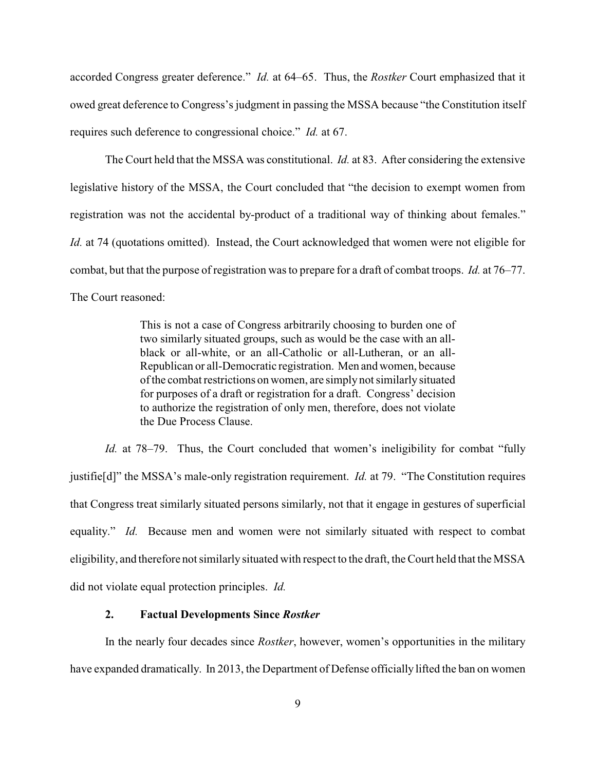accorded Congress greater deference." *Id.* at 64–65. Thus, the *Rostker* Court emphasized that it owed great deference to Congress's judgment in passing the MSSA because "the Constitution itself requires such deference to congressional choice." *Id.* at 67.

The Court held that the MSSA was constitutional. *Id.* at 83. After considering the extensive legislative history of the MSSA, the Court concluded that "the decision to exempt women from registration was not the accidental by-product of a traditional way of thinking about females." *Id.* at 74 (quotations omitted). Instead, the Court acknowledged that women were not eligible for combat, but that the purpose of registration was to prepare for a draft of combat troops. *Id.* at 76–77. The Court reasoned:

> This is not a case of Congress arbitrarily choosing to burden one of two similarly situated groups, such as would be the case with an all-black or all-white, or an all-Catholic or all-Lutheran, or an all-Republican or all-Democratic registration. Men and women, because of the combat restrictions on women, are simply not similarly situated for purposes of a draft or registration for a draft. Congress' decision to authorize the registration of only men, therefore, does not violate the Due Process Clause.

*Id.* at 78–79. Thus, the Court concluded that women's ineligibility for combat "fully justifie[d]" the MSSA's male-only registration requirement. *Id.* at 79. "The Constitution requires that Congress treat similarly situated persons similarly, not that it engage in gestures of superficial equality." *Id.* Because men and women were not similarly situated with respect to combat eligibility, and therefore not similarly situated with respect to the draft, the Court held that the MSSA did not violate equal protection principles. *Id.*

### 2. Factual Developments Since *Rostker*

In the nearly four decades since *Rostker*, however, women's opportunities in the military have expanded dramatically. In 2013, the Department of Defense officially lifted the ban on women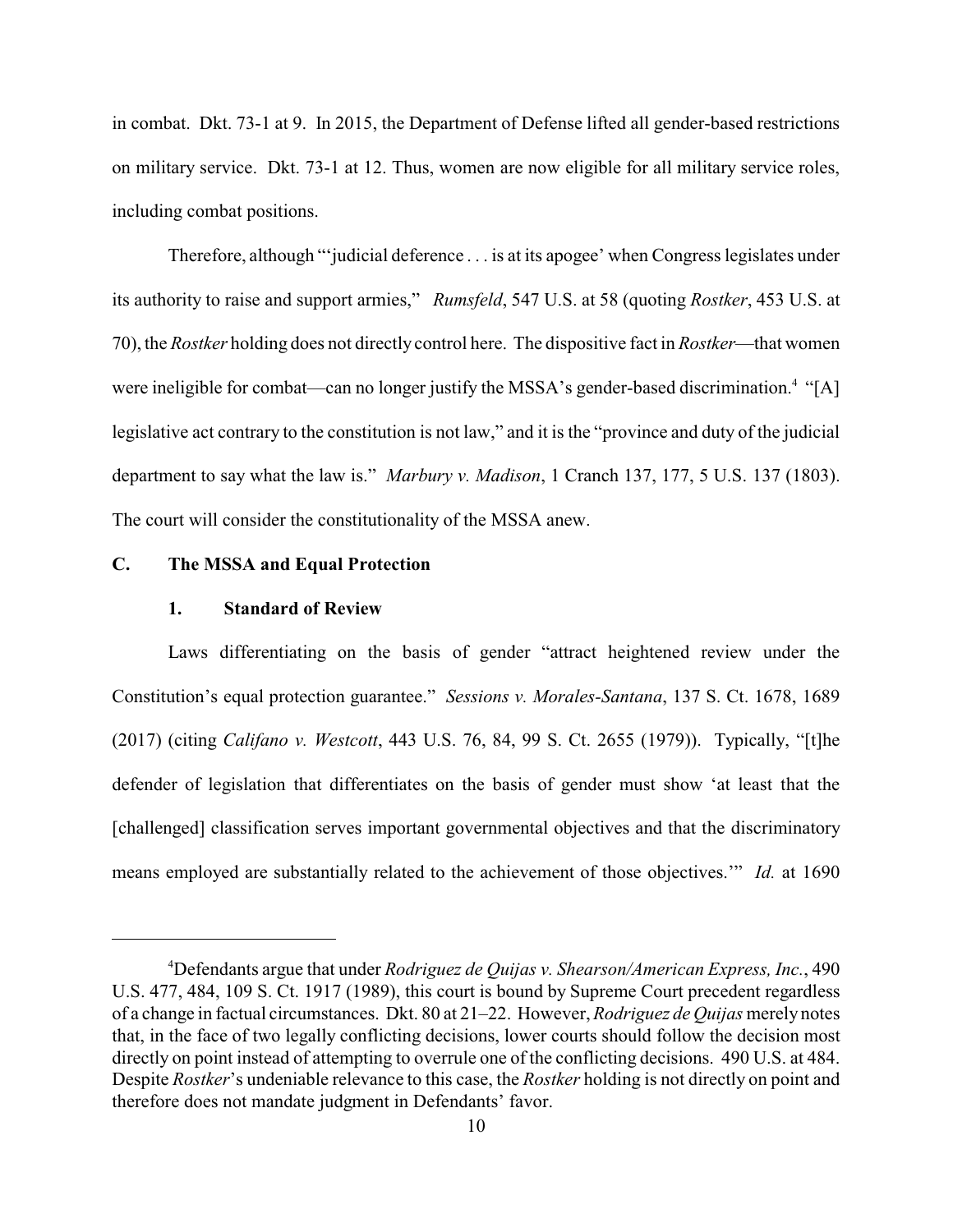in combat. Dkt. 73-1 at 9. In 2015, the Department of Defense lifted all gender-based restrictions on military service. Dkt. 73-1 at 12. Thus, women are now eligible for all military service roles, including combat positions.

Therefore, although "'judicial deference . . . is at its apogee' when Congress legislates under its authority to raise and support armies," *Rumsfeld*, 547 U.S. at 58 (quoting *Rostker*, 453 U.S. at 70), the *Rostker* holding does not directly control here. The dispositive fact in *Rostker*—that women were ineligible for combat—can no longer justify the MSSA's gender-based discrimination.[4] "[A] legislative act contrary to the constitution is not law," and it is the "province and duty of the judicial department to say what the law is." *Marbury v. Madison*, 1 Cranch 137, 177, 5 U.S. 137 (1803). The court will consider the constitutionality of the MSSA anew.

## C. The MSSA and Equal Protection

### 1. Standard of Review

Laws differentiating on the basis of gender "attract heightened review under the Constitution's equal protection guarantee." *Sessions v. Morales-Santana*, 137 S. Ct. 1678, 1689 (2017) (citing *Califano v. Westcott*, 443 U.S. 76, 84, 99 S. Ct. 2655 (1979)). Typically, "[t]he defender of legislation that differentiates on the basis of gender must show 'at least that the [challenged] classification serves important governmental objectives and that the discriminatory means employed are substantially related to the achievement of those objectives.'" *Id.* at 1690

---

[4] Defendants argue that under *Rodriguez de Quijas v. Shearson/American Express, Inc.*, 490 U.S. 477, 484, 109 S. Ct. 1917 (1989), this court is bound by Supreme Court precedent regardless of a change in factual circumstances. Dkt. 80 at 21–22. However, *Rodriguez de Quijas* merely notes that, in the face of two legally conflicting decisions, lower courts should follow the decision most directly on point instead of attempting to overrule one of the conflicting decisions. 490 U.S. at 484. Despite *Rostker*'s undeniable relevance to this case, the *Rostker* holding is not directly on point and therefore does not mandate judgment in Defendants' favor.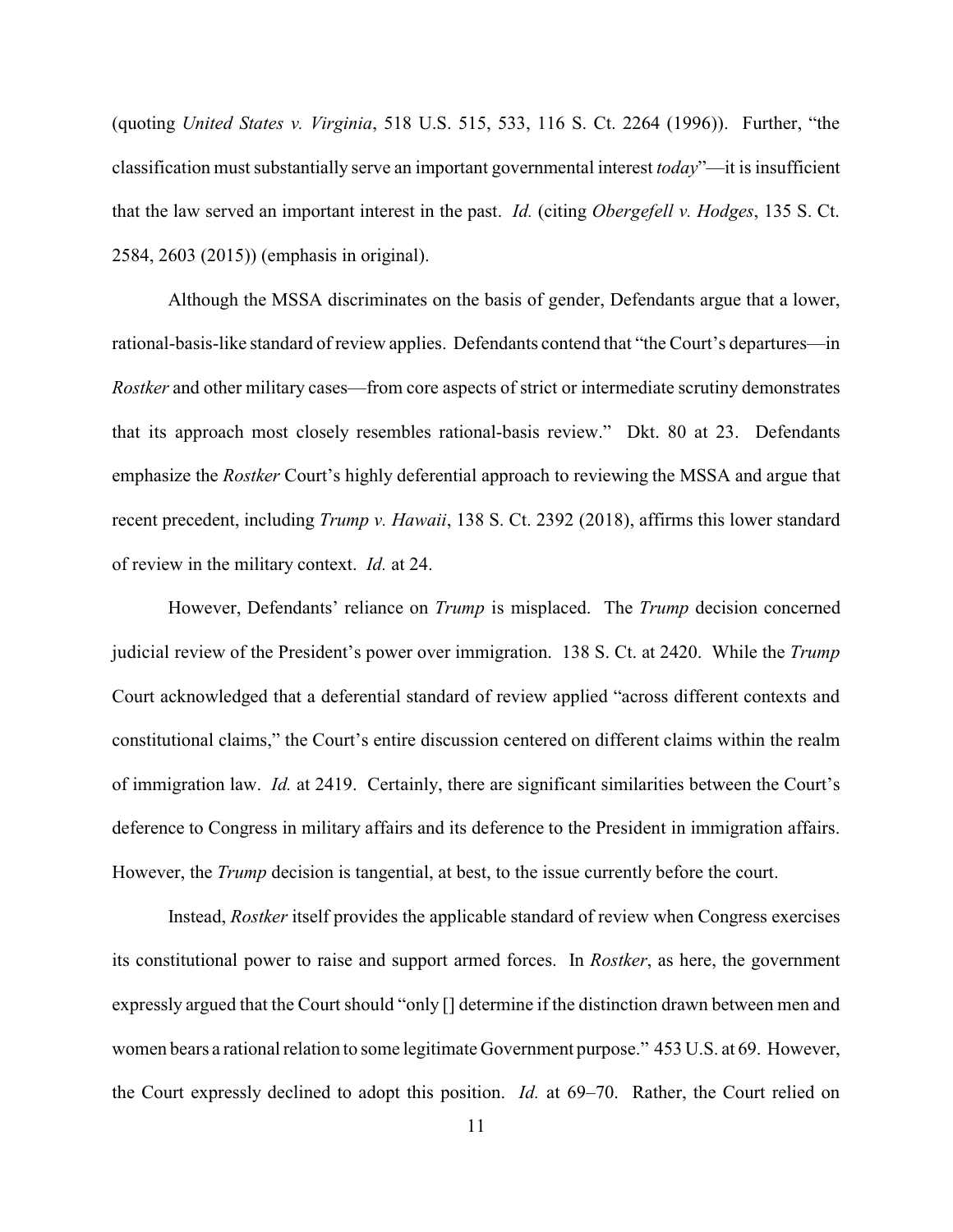(quoting *United States v. Virginia*, 518 U.S. 515, 533, 116 S. Ct. 2264 (1996)). Further, "the classification must substantially serve an important governmental interest *today*"—it is insufficient that the law served an important interest in the past. *Id.* (citing *Obergefell v. Hodges*, 135 S. Ct. 2584, 2603 (2015)) (emphasis in original).

Although the MSSA discriminates on the basis of gender, Defendants argue that a lower, rational-basis-like standard of review applies. Defendants contend that "the Court's departures—in *Rostker* and other military cases—from core aspects of strict or intermediate scrutiny demonstrates that its approach most closely resembles rational-basis review." Dkt. 80 at 23. Defendants emphasize the *Rostker* Court's highly deferential approach to reviewing the MSSA and argue that recent precedent, including *Trump v. Hawaii*, 138 S. Ct. 2392 (2018), affirms this lower standard of review in the military context. *Id.* at 24.

However, Defendants' reliance on *Trump* is misplaced. The *Trump* decision concerned judicial review of the President's power over immigration. 138 S. Ct. at 2420. While the *Trump* Court acknowledged that a deferential standard of review applied "across different contexts and constitutional claims," the Court's entire discussion centered on different claims within the realm of immigration law. *Id.* at 2419. Certainly, there are significant similarities between the Court's deference to Congress in military affairs and its deference to the President in immigration affairs. However, the *Trump* decision is tangential, at best, to the issue currently before the court.

Instead, *Rostker* itself provides the applicable standard of review when Congress exercises its constitutional power to raise and support armed forces. In *Rostker*, as here, the government expressly argued that the Court should "only [] determine if the distinction drawn between men and women bears a rational relation to some legitimate Government purpose." 453 U.S. at 69. However, the Court expressly declined to adopt this position. *Id.* at 69–70. Rather, the Court relied on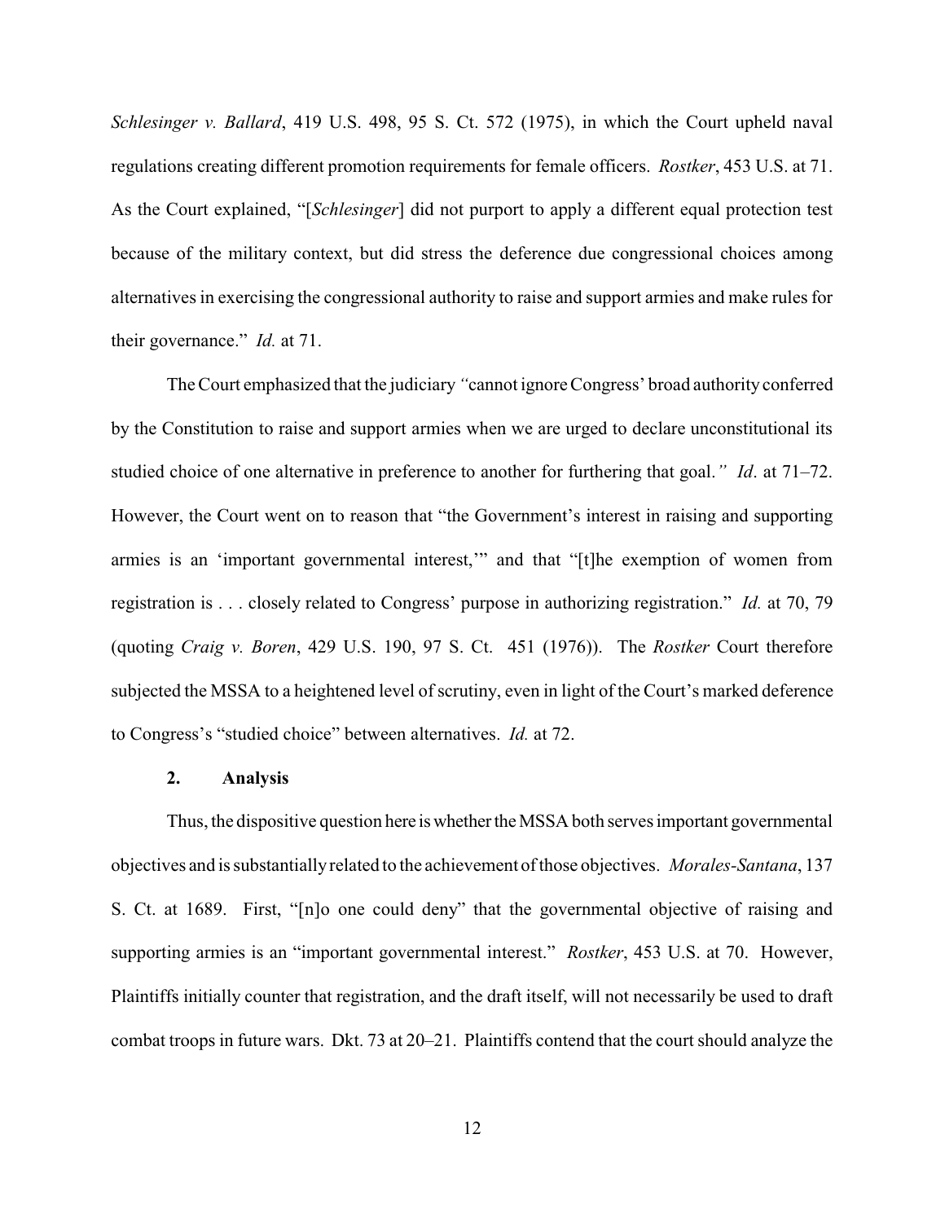*Schlesinger v. Ballard*, 419 U.S. 498, 95 S. Ct. 572 (1975), in which the Court upheld naval regulations creating different promotion requirements for female officers. *Rostker*, 453 U.S. at 71. As the Court explained, "[*Schlesinger*] did not purport to apply a different equal protection test because of the military context, but did stress the deference due congressional choices among alternatives in exercising the congressional authority to raise and support armies and make rules for their governance." *Id.* at 71.

The Court emphasized that the judiciary *"*cannot ignore Congress' broad authority conferred by the Constitution to raise and support armies when we are urged to declare unconstitutional its studied choice of one alternative in preference to another for furthering that goal.*"* *Id*. at 71–72. However, the Court went on to reason that "the Government's interest in raising and supporting armies is an 'important governmental interest,'" and that "[t]he exemption of women from registration is . . . closely related to Congress' purpose in authorizing registration." *Id.* at 70, 79 (quoting *Craig v. Boren*, 429 U.S. 190, 97 S. Ct. 451 (1976)). The *Rostker* Court therefore subjected the MSSA to a heightened level of scrutiny, even in light of the Court's marked deference to Congress's "studied choice" between alternatives. *Id.* at 72.

### 2. Analysis

Thus, the dispositive question here is whether the MSSA both serves important governmental objectives and is substantially related to the achievement of those objectives. *Morales-Santana*, 137 S. Ct. at 1689. First, "[n]o one could deny" that the governmental objective of raising and supporting armies is an "important governmental interest." *Rostker*, 453 U.S. at 70. However, Plaintiffs initially counter that registration, and the draft itself, will not necessarily be used to draft combat troops in future wars. Dkt. 73 at 20–21. Plaintiffs contend that the court should analyze the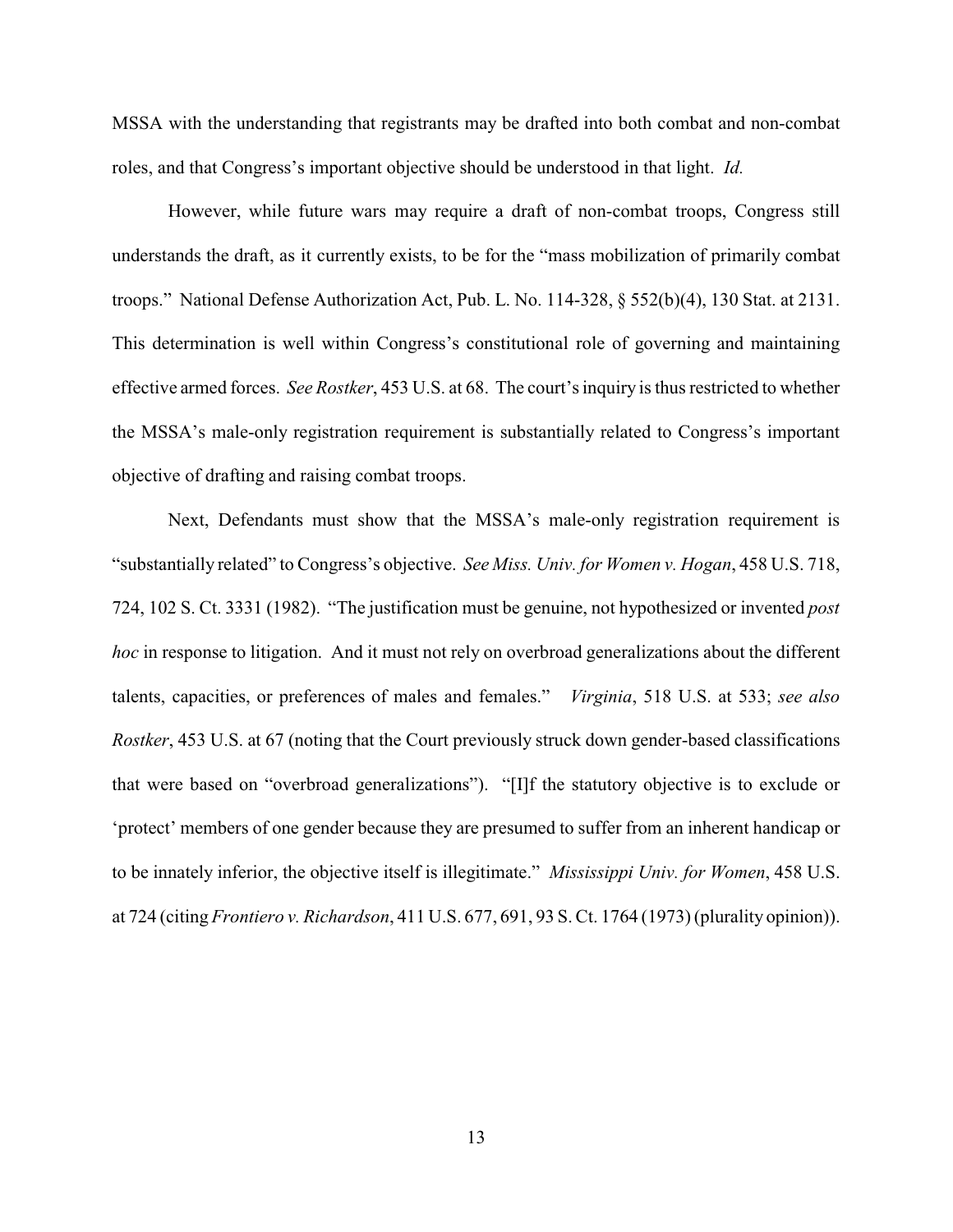MSSA with the understanding that registrants may be drafted into both combat and non-combat roles, and that Congress's important objective should be understood in that light. *Id.*

However, while future wars may require a draft of non-combat troops, Congress still understands the draft, as it currently exists, to be for the "mass mobilization of primarily combat troops." National Defense Authorization Act, Pub. L. No. 114-328, § 552(b)(4), 130 Stat. at 2131. This determination is well within Congress's constitutional role of governing and maintaining effective armed forces. *See Rostker*, 453 U.S. at 68. The court's inquiry is thus restricted to whether the MSSA's male-only registration requirement is substantially related to Congress's important objective of drafting and raising combat troops.

Next, Defendants must show that the MSSA's male-only registration requirement is "substantially related" to Congress's objective. *See Miss. Univ. for Women v. Hogan*, 458 U.S. 718, 724, 102 S. Ct. 3331 (1982). "The justification must be genuine, not hypothesized or invented *post hoc* in response to litigation. And it must not rely on overbroad generalizations about the different talents, capacities, or preferences of males and females." *Virginia*, 518 U.S. at 533; *see also Rostker*, 453 U.S. at 67 (noting that the Court previously struck down gender-based classifications that were based on "overbroad generalizations"). "[I]f the statutory objective is to exclude or 'protect' members of one gender because they are presumed to suffer from an inherent handicap or to be innately inferior, the objective itself is illegitimate." *Mississippi Univ. for Women*, 458 U.S. at 724 (citing *Frontiero v. Richardson*, 411 U.S. 677, 691, 93 S. Ct. 1764 (1973) (plurality opinion)).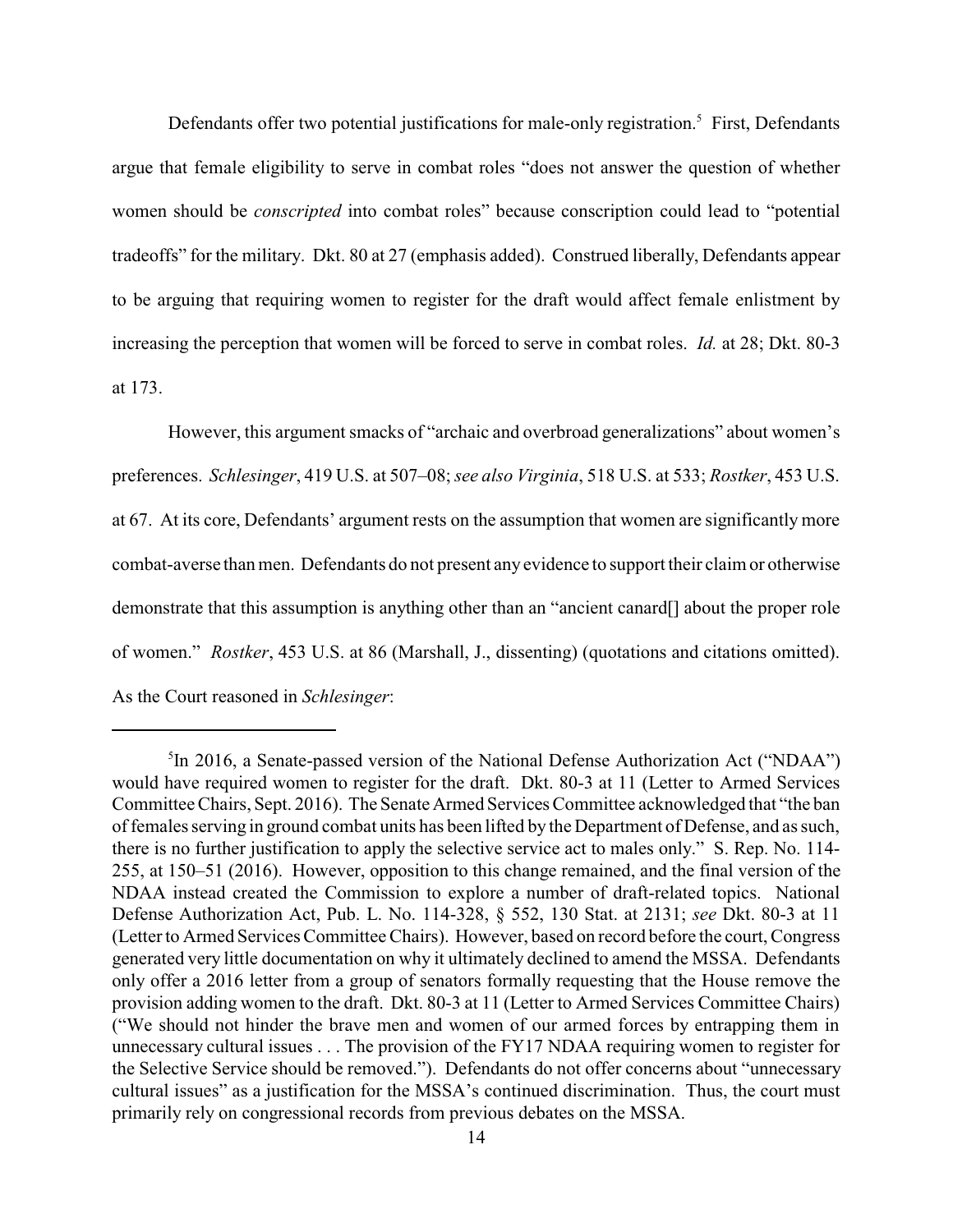Defendants offer two potential justifications for male-only registration.[5] First, Defendants argue that female eligibility to serve in combat roles "does not answer the question of whether women should be *conscripted* into combat roles" because conscription could lead to "potential tradeoffs" for the military. Dkt. 80 at 27 (emphasis added). Construed liberally, Defendants appear to be arguing that requiring women to register for the draft would affect female enlistment by increasing the perception that women will be forced to serve in combat roles. *Id.* at 28; Dkt. 80-3 at 173.

However, this argument smacks of "archaic and overbroad generalizations" about women's preferences. *Schlesinger*, 419 U.S. at 507–08; *see also Virginia*, 518 U.S. at 533; *Rostker*, 453 U.S. at 67. At its core, Defendants' argument rests on the assumption that women are significantly more combat-averse than men. Defendants do not present any evidence to support their claim or otherwise demonstrate that this assumption is anything other than an "ancient canard[] about the proper role of women." *Rostker*, 453 U.S. at 86 (Marshall, J., dissenting) (quotations and citations omitted). As the Court reasoned in *Schlesinger*:

---

[5] In 2016, a Senate-passed version of the National Defense Authorization Act ("NDAA") would have required women to register for the draft. Dkt. 80-3 at 11 (Letter to Armed Services Committee Chairs, Sept. 2016). The Senate Armed Services Committee acknowledged that "the ban of females serving in ground combat units has been lifted by the Department of Defense, and as such, there is no further justification to apply the selective service act to males only." S. Rep. No. 114-255, at 150–51 (2016). However, opposition to this change remained, and the final version of the NDAA instead created the Commission to explore a number of draft-related topics. National Defense Authorization Act, Pub. L. No. 114-328, § 552, 130 Stat. at 2131; *see* Dkt. 80-3 at 11 (Letter to Armed Services Committee Chairs). However, based on record before the court, Congress generated very little documentation on why it ultimately declined to amend the MSSA. Defendants only offer a 2016 letter from a group of senators formally requesting that the House remove the provision adding women to the draft. Dkt. 80-3 at 11 (Letter to Armed Services Committee Chairs) ("We should not hinder the brave men and women of our armed forces by entrapping them in unnecessary cultural issues . . . The provision of the FY17 NDAA requiring women to register for the Selective Service should be removed."). Defendants do not offer concerns about "unnecessary cultural issues" as a justification for the MSSA's continued discrimination. Thus, the court must primarily rely on congressional records from previous debates on the MSSA.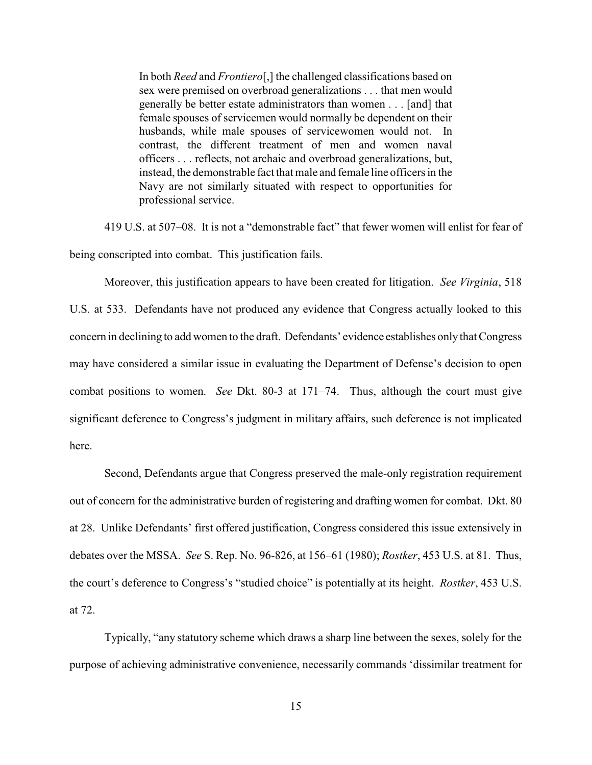> In both *Reed* and *Frontiero*[,] the challenged classifications based on sex were premised on overbroad generalizations . . . that men would generally be better estate administrators than women . . . [and] that female spouses of servicemen would normally be dependent on their husbands, while male spouses of servicewomen would not. In contrast, the different treatment of men and women naval officers . . . reflects, not archaic and overbroad generalizations, but, instead, the demonstrable fact that male and female line officers in the Navy are not similarly situated with respect to opportunities for professional service.

419 U.S. at 507–08. It is not a "demonstrable fact" that fewer women will enlist for fear of being conscripted into combat. This justification fails.

Moreover, this justification appears to have been created for litigation. *See Virginia*, 518 U.S. at 533. Defendants have not produced any evidence that Congress actually looked to this concern in declining to add women to the draft. Defendants' evidence establishes only that Congress may have considered a similar issue in evaluating the Department of Defense's decision to open combat positions to women. *See* Dkt. 80-3 at 171–74. Thus, although the court must give significant deference to Congress's judgment in military affairs, such deference is not implicated here.

Second, Defendants argue that Congress preserved the male-only registration requirement out of concern for the administrative burden of registering and drafting women for combat. Dkt. 80 at 28. Unlike Defendants' first offered justification, Congress considered this issue extensively in debates over the MSSA. *See* S. Rep. No. 96-826, at 156–61 (1980); *Rostker*, 453 U.S. at 81. Thus, the court's deference to Congress's "studied choice" is potentially at its height. *Rostker*, 453 U.S. at 72.

Typically, "any statutory scheme which draws a sharp line between the sexes, solely for the purpose of achieving administrative convenience, necessarily commands 'dissimilar treatment for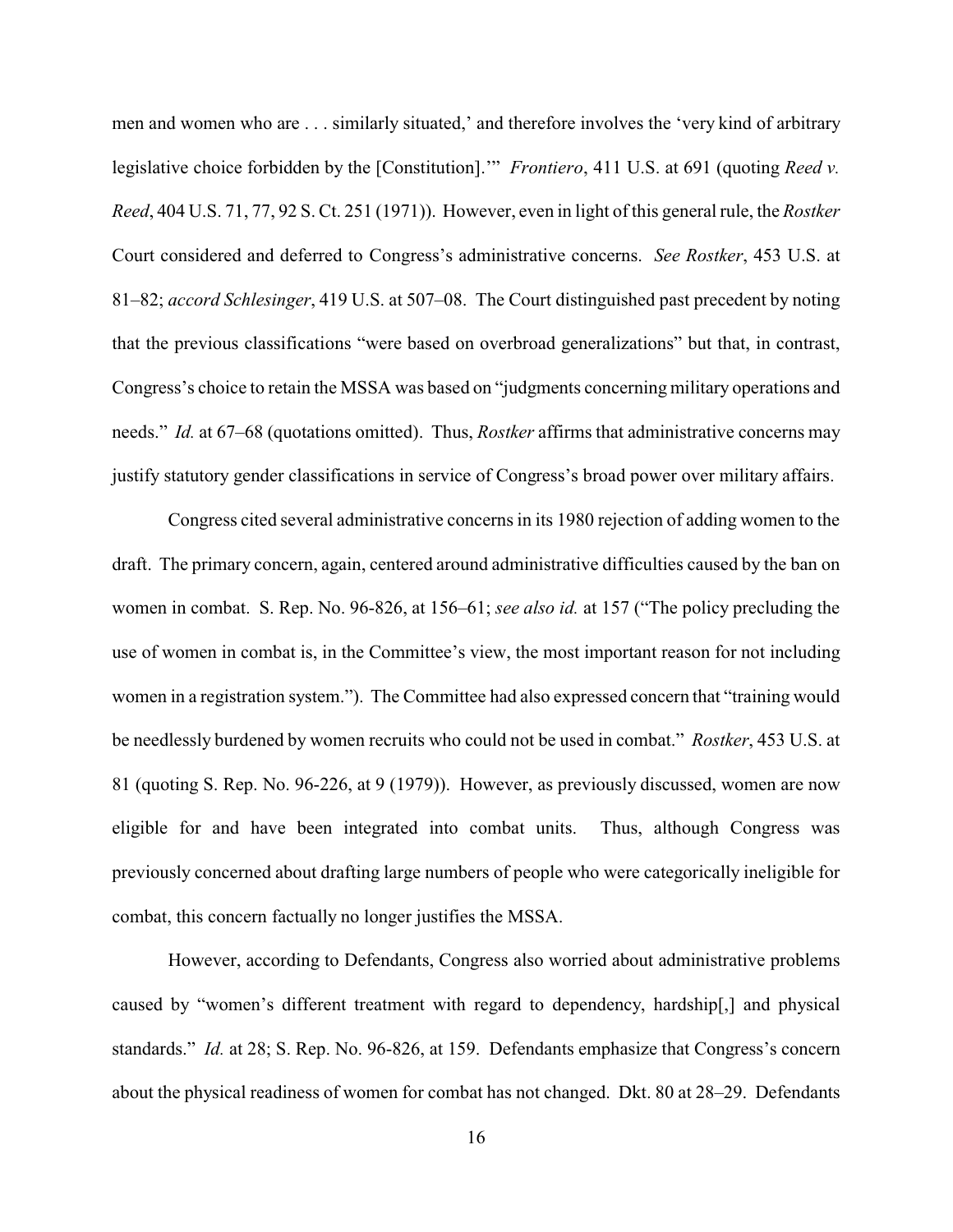men and women who are . . . similarly situated,' and therefore involves the 'very kind of arbitrary legislative choice forbidden by the [Constitution].'" *Frontiero*, 411 U.S. at 691 (quoting *Reed v. Reed*, 404 U.S. 71, 77, 92 S. Ct. 251 (1971)). However, even in light of this general rule, the *Rostker* Court considered and deferred to Congress's administrative concerns. *See Rostker*, 453 U.S. at 81–82; *accord Schlesinger*, 419 U.S. at 507–08. The Court distinguished past precedent by noting that the previous classifications "were based on overbroad generalizations" but that, in contrast, Congress's choice to retain the MSSA was based on "judgments concerning military operations and needs." *Id.* at 67–68 (quotations omitted). Thus, *Rostker* affirms that administrative concerns may justify statutory gender classifications in service of Congress's broad power over military affairs.

Congress cited several administrative concerns in its 1980 rejection of adding women to the draft. The primary concern, again, centered around administrative difficulties caused by the ban on women in combat. S. Rep. No. 96-826, at 156–61; *see also id.* at 157 ("The policy precluding the use of women in combat is, in the Committee's view, the most important reason for not including women in a registration system."). The Committee had also expressed concern that "training would be needlessly burdened by women recruits who could not be used in combat." *Rostker*, 453 U.S. at 81 (quoting S. Rep. No. 96-226, at 9 (1979)). However, as previously discussed, women are now eligible for and have been integrated into combat units. Thus, although Congress was previously concerned about drafting large numbers of people who were categorically ineligible for combat, this concern factually no longer justifies the MSSA.

However, according to Defendants, Congress also worried about administrative problems caused by "women's different treatment with regard to dependency, hardship[,] and physical standards." *Id.* at 28; S. Rep. No. 96-826, at 159. Defendants emphasize that Congress's concern about the physical readiness of women for combat has not changed. Dkt. 80 at 28–29. Defendants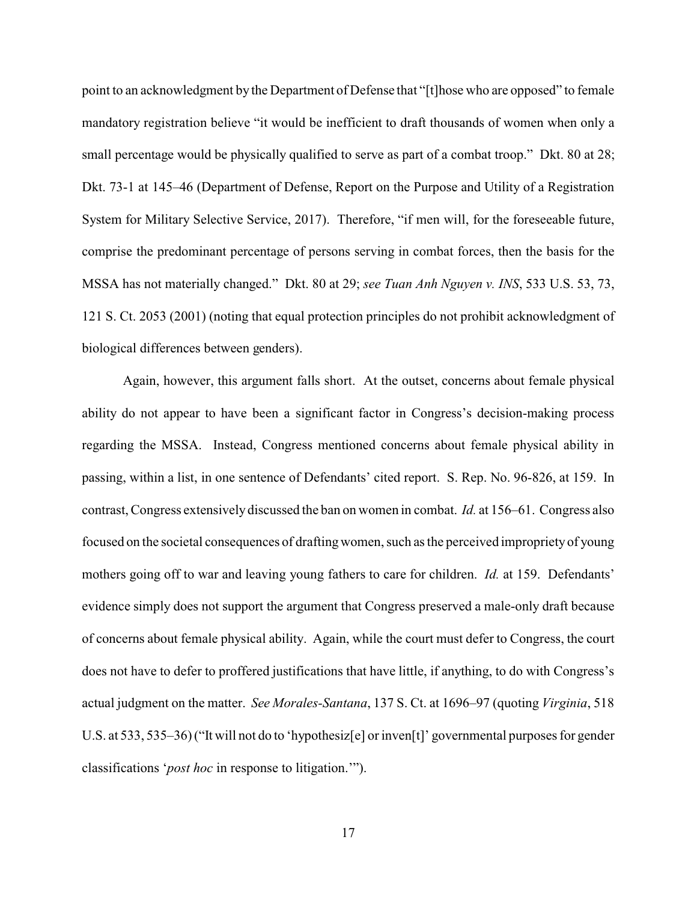point to an acknowledgment by the Department of Defense that "[t]hose who are opposed" to female mandatory registration believe "it would be inefficient to draft thousands of women when only a small percentage would be physically qualified to serve as part of a combat troop." Dkt. 80 at 28; Dkt. 73-1 at 145–46 (Department of Defense, Report on the Purpose and Utility of a Registration System for Military Selective Service, 2017). Therefore, "if men will, for the foreseeable future, comprise the predominant percentage of persons serving in combat forces, then the basis for the MSSA has not materially changed." Dkt. 80 at 29; *see Tuan Anh Nguyen v. INS*, 533 U.S. 53, 73, 121 S. Ct. 2053 (2001) (noting that equal protection principles do not prohibit acknowledgment of biological differences between genders).

Again, however, this argument falls short. At the outset, concerns about female physical ability do not appear to have been a significant factor in Congress's decision-making process regarding the MSSA. Instead, Congress mentioned concerns about female physical ability in passing, within a list, in one sentence of Defendants' cited report. S. Rep. No. 96-826, at 159. In contrast, Congress extensively discussed the ban on women in combat. *Id.* at 156–61. Congress also focused on the societal consequences of drafting women, such as the perceived impropriety of young mothers going off to war and leaving young fathers to care for children. *Id.* at 159. Defendants' evidence simply does not support the argument that Congress preserved a male-only draft because of concerns about female physical ability. Again, while the court must defer to Congress, the court does not have to defer to proffered justifications that have little, if anything, to do with Congress's actual judgment on the matter. *See Morales-Santana*, 137 S. Ct. at 1696–97 (quoting *Virginia*, 518 U.S. at 533, 535–36) ("It will not do to 'hypothesiz[e] or inven[t]' governmental purposes for gender classifications '*post hoc* in response to litigation.'").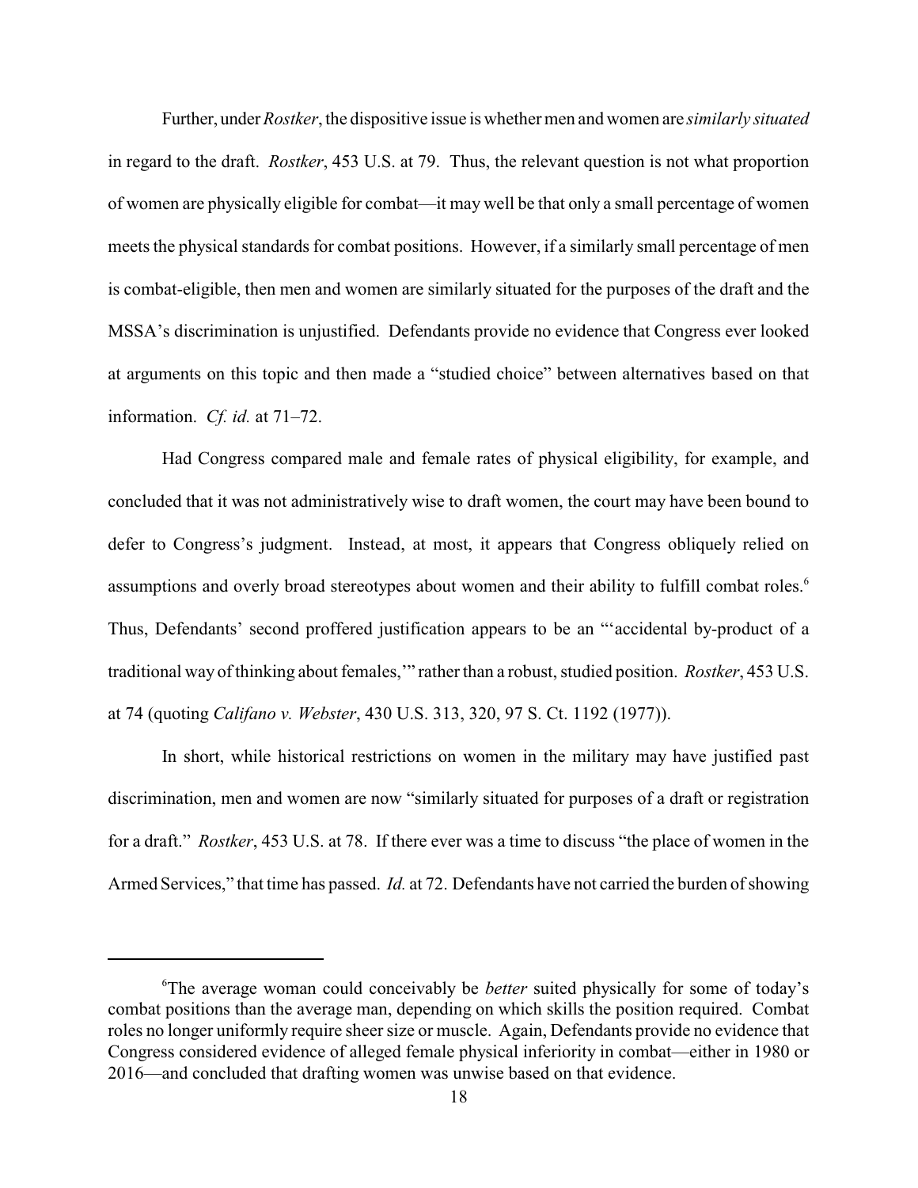Further, under *Rostker*, the dispositive issue is whether men and women are *similarly situated* in regard to the draft. *Rostker*, 453 U.S. at 79. Thus, the relevant question is not what proportion of women are physically eligible for combat—it may well be that only a small percentage of women meets the physical standards for combat positions. However, if a similarly small percentage of men is combat-eligible, then men and women are similarly situated for the purposes of the draft and the MSSA's discrimination is unjustified. Defendants provide no evidence that Congress ever looked at arguments on this topic and then made a "studied choice" between alternatives based on that information. *Cf. id.* at 71–72.

Had Congress compared male and female rates of physical eligibility, for example, and concluded that it was not administratively wise to draft women, the court may have been bound to defer to Congress's judgment. Instead, at most, it appears that Congress obliquely relied on assumptions and overly broad stereotypes about women and their ability to fulfill combat roles.[6] Thus, Defendants' second proffered justification appears to be an "'accidental by-product of a traditional way of thinking about females,'" rather than a robust, studied position. *Rostker*, 453 U.S. at 74 (quoting *Califano v. Webster*, 430 U.S. 313, 320, 97 S. Ct. 1192 (1977)).

In short, while historical restrictions on women in the military may have justified past discrimination, men and women are now "similarly situated for purposes of a draft or registration for a draft." *Rostker*, 453 U.S. at 78. If there ever was a time to discuss "the place of women in the Armed Services," that time has passed. *Id.* at 72. Defendants have not carried the burden of showing

---

[6]The average woman could conceivably be *better* suited physically for some of today's combat positions than the average man, depending on which skills the position required. Combat roles no longer uniformly require sheer size or muscle. Again, Defendants provide no evidence that Congress considered evidence of alleged female physical inferiority in combat—either in 1980 or 2016—and concluded that drafting women was unwise based on that evidence.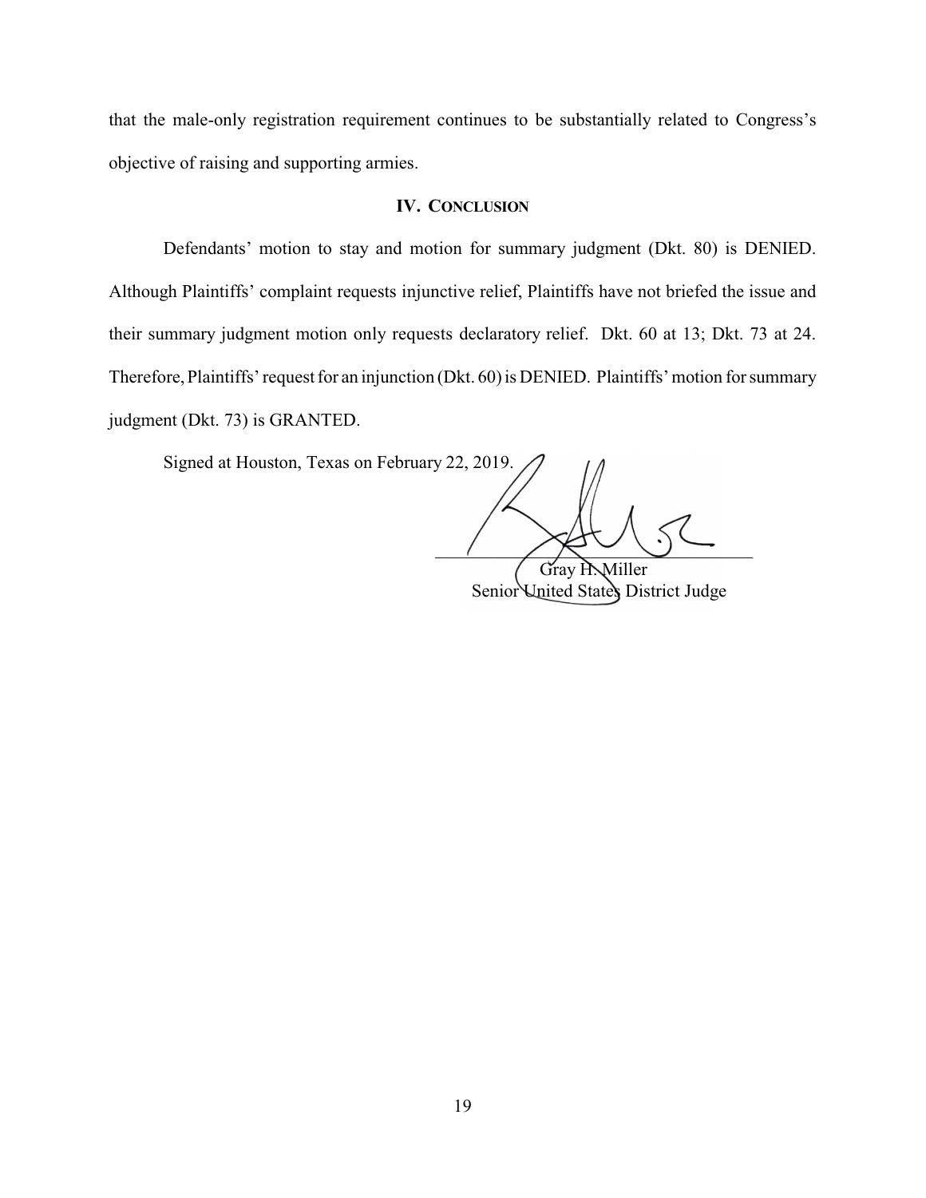that the male-only registration requirement continues to be substantially related to Congress's objective of raising and supporting armies.

## IV. CONCLUSION

Defendants' motion to stay and motion for summary judgment (Dkt. 80) is DENIED. Although Plaintiffs' complaint requests injunctive relief, Plaintiffs have not briefed the issue and their summary judgment motion only requests declaratory relief. Dkt. 60 at 13; Dkt. 73 at 24. Therefore, Plaintiffs' request for an injunction (Dkt. 60) is DENIED. Plaintiffs' motion for summary judgment (Dkt. 73) is GRANTED.

Signed at Houston, Texas on February 22, 2019.

Gray H. Miller
Senior United States District Judge